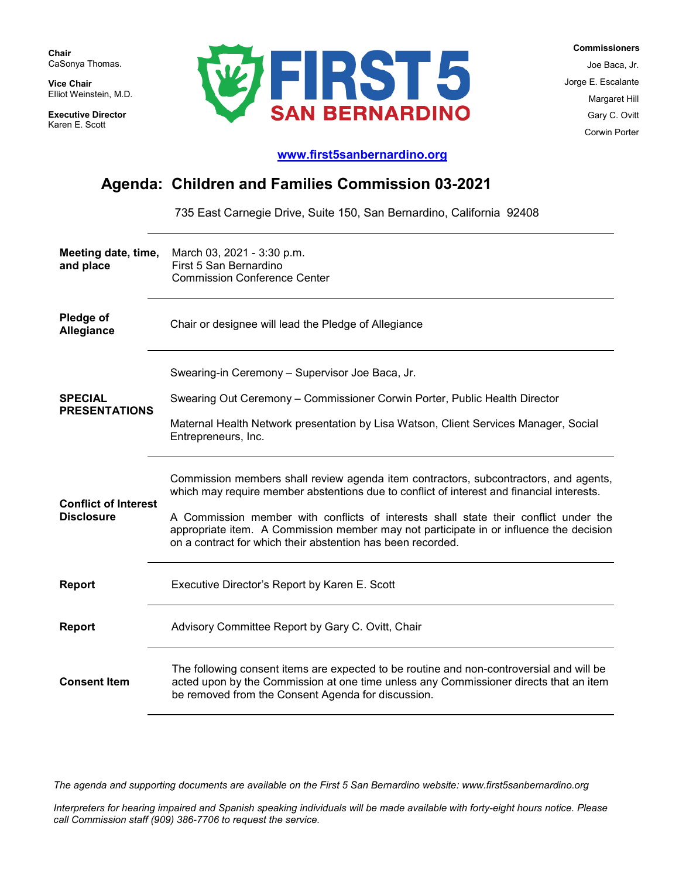**Chair**
CaSonya Thomas.

**Vice Chair**
Elliot Weinstein, M.D.

**Executive Director**
Karen E. Scott

FIRST 5
SAN BERNARDINO

**Commissioners**
Joe Baca, Jr.
Jorge E. Escalante
Margaret Hill
Gary C. Ovitt
Corwin Porter

[www.first5sanbernardino.org](http://www.first5sanbernardino.org)

# Agenda: Children and Families Commission 03-2021

735 East Carnegie Drive, Suite 150, San Bernardino, California 92408

| | |
|---|---|
| **Meeting date, time, and place** | March 03, 2021 - 3:30 p.m.<br>First 5 San Bernardino<br>Commission Conference Center |
| **Pledge of Allegiance** | Chair or designee will lead the Pledge of Allegiance |
| **SPECIAL PRESENTATIONS** | Swearing-in Ceremony – Supervisor Joe Baca, Jr.<br><br>Swearing Out Ceremony – Commissioner Corwin Porter, Public Health Director<br><br>Maternal Health Network presentation by Lisa Watson, Client Services Manager, Social Entrepreneurs, Inc. |
| **Conflict of Interest Disclosure** | Commission members shall review agenda item contractors, subcontractors, and agents, which may require member abstentions due to conflict of interest and financial interests.<br><br>A Commission member with conflicts of interests shall state their conflict under the appropriate item. A Commission member may not participate in or influence the decision on a contract for which their abstention has been recorded. |
| **Report** | Executive Director's Report by Karen E. Scott |
| **Report** | Advisory Committee Report by Gary C. Ovitt, Chair |
| **Consent Item** | The following consent items are expected to be routine and non-controversial and will be acted upon by the Commission at one time unless any Commissioner directs that an item be removed from the Consent Agenda for discussion. |

*The agenda and supporting documents are available on the First 5 San Bernardino website: www.first5sanbernardino.org*

*Interpreters for hearing impaired and Spanish speaking individuals will be made available with forty-eight hours notice. Please call Commission staff (909) 386-7706 to request the service.*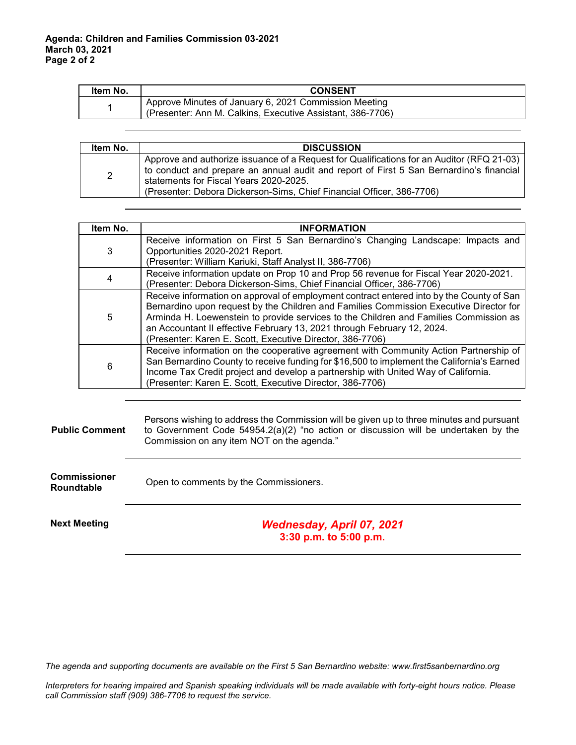| Item No. | CONSENT |
| --- | --- |
| 1 | Approve Minutes of January 6, 2021 Commission Meeting<br>(Presenter: Ann M. Calkins, Executive Assistant, 386-7706) |

| Item No. | DISCUSSION |
| --- | --- |
| 2 | Approve and authorize issuance of a Request for Qualifications for an Auditor (RFQ 21-03) to conduct and prepare an annual audit and report of First 5 San Bernardino's financial statements for Fiscal Years 2020-2025.<br>(Presenter: Debora Dickerson-Sims, Chief Financial Officer, 386-7706) |

| Item No. | INFORMATION |
| --- | --- |
| 3 | Receive information on First 5 San Bernardino's Changing Landscape: Impacts and Opportunities 2020-2021 Report.<br>(Presenter: William Kariuki, Staff Analyst II, 386-7706) |
| 4 | Receive information update on Prop 10 and Prop 56 revenue for Fiscal Year 2020-2021.<br>(Presenter: Debora Dickerson-Sims, Chief Financial Officer, 386-7706) |
| 5 | Receive information on approval of employment contract entered into by the County of San Bernardino upon request by the Children and Families Commission Executive Director for Arminda H. Loewenstein to provide services to the Children and Families Commission as an Accountant II effective February 13, 2021 through February 12, 2024.<br>(Presenter: Karen E. Scott, Executive Director, 386-7706) |
| 6 | Receive information on the cooperative agreement with Community Action Partnership of San Bernardino County to receive funding for $16,500 to implement the California's Earned Income Tax Credit project and develop a partnership with United Way of California.<br>(Presenter: Karen E. Scott, Executive Director, 386-7706) |

**Public Comment**

Persons wishing to address the Commission will be given up to three minutes and pursuant to Government Code 54954.2(a)(2) "no action or discussion will be undertaken by the Commission on any item NOT on the agenda."

**Commissioner Roundtable**

Open to comments by the Commissioners.

**Next Meeting**

***Wednesday, April 07, 2021***
**3:30 p.m. to 5:00 p.m.**

*The agenda and supporting documents are available on the First 5 San Bernardino website: www.first5sanbernardino.org*

*Interpreters for hearing impaired and Spanish speaking individuals will be made available with forty-eight hours notice. Please call Commission staff (909) 386-7706 to request the service.*